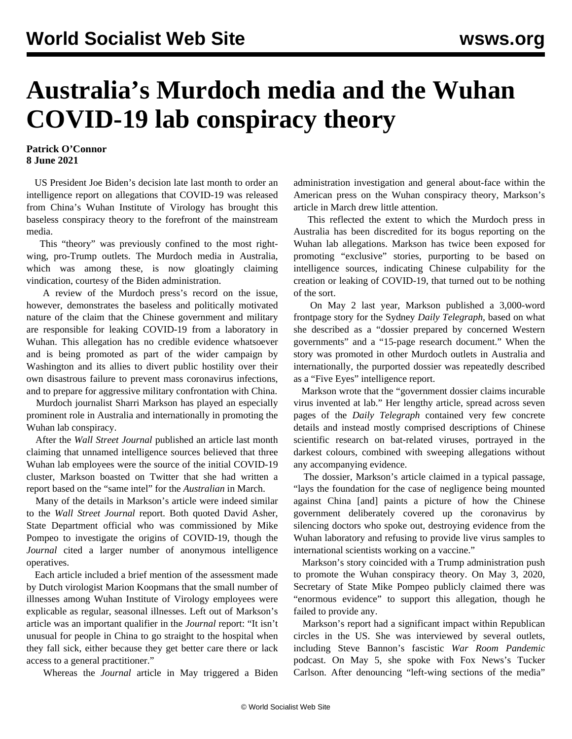# Australia's Murdoch media and the Wuhan COVID-19 lab conspiracy theory

**Patrick O'Connor**
**8 June 2021**

US President Joe Biden's decision late last month to order an intelligence report on allegations that COVID-19 was released from China's Wuhan Institute of Virology has brought this baseless conspiracy theory to the forefront of the mainstream media.

This "theory" was previously confined to the most right-wing, pro-Trump outlets. The Murdoch media in Australia, which was among these, is now gloatingly claiming vindication, courtesy of the Biden administration.

A review of the Murdoch press's record on the issue, however, demonstrates the baseless and politically motivated nature of the claim that the Chinese government and military are responsible for leaking COVID-19 from a laboratory in Wuhan. This allegation has no credible evidence whatsoever and is being promoted as part of the wider campaign by Washington and its allies to divert public hostility over their own disastrous failure to prevent mass coronavirus infections, and to prepare for aggressive military confrontation with China.

Murdoch journalist Sharri Markson has played an especially prominent role in Australia and internationally in promoting the Wuhan lab conspiracy.

After the *Wall Street Journal* published an article last month claiming that unnamed intelligence sources believed that three Wuhan lab employees were the source of the initial COVID-19 cluster, Markson boasted on Twitter that she had written a report based on the "same intel" for the *Australian* in March.

Many of the details in Markson's article were indeed similar to the *Wall Street Journal* report. Both quoted David Asher, State Department official who was commissioned by Mike Pompeo to investigate the origins of COVID-19, though the *Journal* cited a larger number of anonymous intelligence operatives.

Each article included a brief mention of the assessment made by Dutch virologist Marion Koopmans that the small number of illnesses among Wuhan Institute of Virology employees were explicable as regular, seasonal illnesses. Left out of Markson's article was an important qualifier in the *Journal* report: "It isn't unusual for people in China to go straight to the hospital when they fall sick, either because they get better care there or lack access to a general practitioner."

Whereas the *Journal* article in May triggered a Biden administration investigation and general about-face within the American press on the Wuhan conspiracy theory, Markson's article in March drew little attention.

This reflected the extent to which the Murdoch press in Australia has been discredited for its bogus reporting on the Wuhan lab allegations. Markson has twice been exposed for promoting "exclusive" stories, purporting to be based on intelligence sources, indicating Chinese culpability for the creation or leaking of COVID-19, that turned out to be nothing of the sort.

On May 2 last year, Markson published a 3,000-word frontpage story for the Sydney *Daily Telegraph*, based on what she described as a "dossier prepared by concerned Western governments" and a "15-page research document." When the story was promoted in other Murdoch outlets in Australia and internationally, the purported dossier was repeatedly described as a "Five Eyes" intelligence report.

Markson wrote that the "government dossier claims incurable virus invented at lab." Her lengthy article, spread across seven pages of the *Daily Telegraph* contained very few concrete details and instead mostly comprised descriptions of Chinese scientific research on bat-related viruses, portrayed in the darkest colours, combined with sweeping allegations without any accompanying evidence.

The dossier, Markson's article claimed in a typical passage, "lays the foundation for the case of negligence being mounted against China [and] paints a picture of how the Chinese government deliberately covered up the coronavirus by silencing doctors who spoke out, destroying evidence from the Wuhan laboratory and refusing to provide live virus samples to international scientists working on a vaccine."

Markson's story coincided with a Trump administration push to promote the Wuhan conspiracy theory. On May 3, 2020, Secretary of State Mike Pompeo publicly claimed there was "enormous evidence" to support this allegation, though he failed to provide any.

Markson's report had a significant impact within Republican circles in the US. She was interviewed by several outlets, including Steve Bannon's fascistic *War Room Pandemic* podcast. On May 5, she spoke with Fox News's Tucker Carlson. After denouncing "left-wing sections of the media"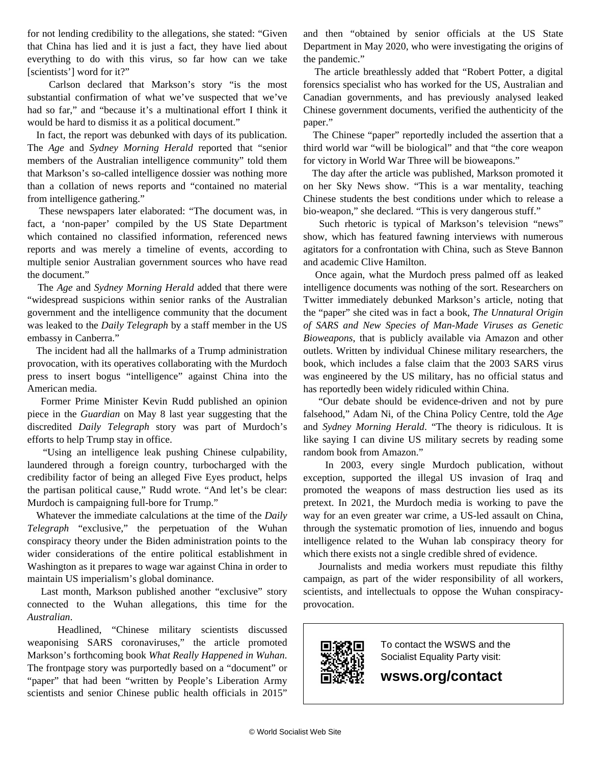for not lending credibility to the allegations, she stated: "Given that China has lied and it is just a fact, they have lied about everything to do with this virus, so far how can we take [scientists'] word for it?"

Carlson declared that Markson's story "is the most substantial confirmation of what we've suspected that we've had so far," and "because it's a multinational effort I think it would be hard to dismiss it as a political document."

In fact, the report was debunked with days of its publication. The *Age* and *Sydney Morning Herald* reported that "senior members of the Australian intelligence community" told them that Markson's so-called intelligence dossier was nothing more than a collation of news reports and "contained no material from intelligence gathering."

These newspapers later elaborated: "The document was, in fact, a 'non-paper' compiled by the US State Department which contained no classified information, referenced news reports and was merely a timeline of events, according to multiple senior Australian government sources who have read the document."

The *Age* and *Sydney Morning Herald* added that there were "widespread suspicions within senior ranks of the Australian government and the intelligence community that the document was leaked to the *Daily Telegraph* by a staff member in the US embassy in Canberra."

The incident had all the hallmarks of a Trump administration provocation, with its operatives collaborating with the Murdoch press to insert bogus "intelligence" against China into the American media.

Former Prime Minister Kevin Rudd published an opinion piece in the *Guardian* on May 8 last year suggesting that the discredited *Daily Telegraph* story was part of Murdoch's efforts to help Trump stay in office.

"Using an intelligence leak pushing Chinese culpability, laundered through a foreign country, turbocharged with the credibility factor of being an alleged Five Eyes product, helps the partisan political cause," Rudd wrote. "And let's be clear: Murdoch is campaigning full-bore for Trump."

Whatever the immediate calculations at the time of the *Daily Telegraph* "exclusive," the perpetuation of the Wuhan conspiracy theory under the Biden administration points to the wider considerations of the entire political establishment in Washington as it prepares to wage war against China in order to maintain US imperialism's global dominance.

Last month, Markson published another "exclusive" story connected to the Wuhan allegations, this time for the *Australian*.

Headlined, "Chinese military scientists discussed weaponising SARS coronaviruses," the article promoted Markson's forthcoming book *What Really Happened in Wuhan*. The frontpage story was purportedly based on a "document" or "paper" that had been "written by People's Liberation Army scientists and senior Chinese public health officials in 2015" and then "obtained by senior officials at the US State Department in May 2020, who were investigating the origins of the pandemic."

The article breathlessly added that "Robert Potter, a digital forensics specialist who has worked for the US, Australian and Canadian governments, and has previously analysed leaked Chinese government documents, verified the authenticity of the paper."

The Chinese "paper" reportedly included the assertion that a third world war "will be biological" and that "the core weapon for victory in World War Three will be bioweapons."

The day after the article was published, Markson promoted it on her Sky News show. "This is a war mentality, teaching Chinese students the best conditions under which to release a bio-weapon," she declared. "This is very dangerous stuff."

Such rhetoric is typical of Markson's television "news" show, which has featured fawning interviews with numerous agitators for a confrontation with China, such as Steve Bannon and academic Clive Hamilton.

Once again, what the Murdoch press palmed off as leaked intelligence documents was nothing of the sort. Researchers on Twitter immediately debunked Markson's article, noting that the "paper" she cited was in fact a book, *The Unnatural Origin of SARS and New Species of Man-Made Viruses as Genetic Bioweapons*, that is publicly available via Amazon and other outlets. Written by individual Chinese military researchers, the book, which includes a false claim that the 2003 SARS virus was engineered by the US military, has no official status and has reportedly been widely ridiculed within China.

"Our debate should be evidence-driven and not by pure falsehood," Adam Ni, of the China Policy Centre, told the *Age* and *Sydney Morning Herald*. "The theory is ridiculous. It is like saying I can divine US military secrets by reading some random book from Amazon."

In 2003, every single Murdoch publication, without exception, supported the illegal US invasion of Iraq and promoted the weapons of mass destruction lies used as its pretext. In 2021, the Murdoch media is working to pave the way for an even greater war crime, a US-led assault on China, through the systematic promotion of lies, innuendo and bogus intelligence related to the Wuhan lab conspiracy theory for which there exists not a single credible shred of evidence.

Journalists and media workers must repudiate this filthy campaign, as part of the wider responsibility of all workers, scientists, and intellectuals to oppose the Wuhan conspiracy-provocation.

To contact the WSWS and the Socialist Equality Party visit:

**wsws.org/contact**